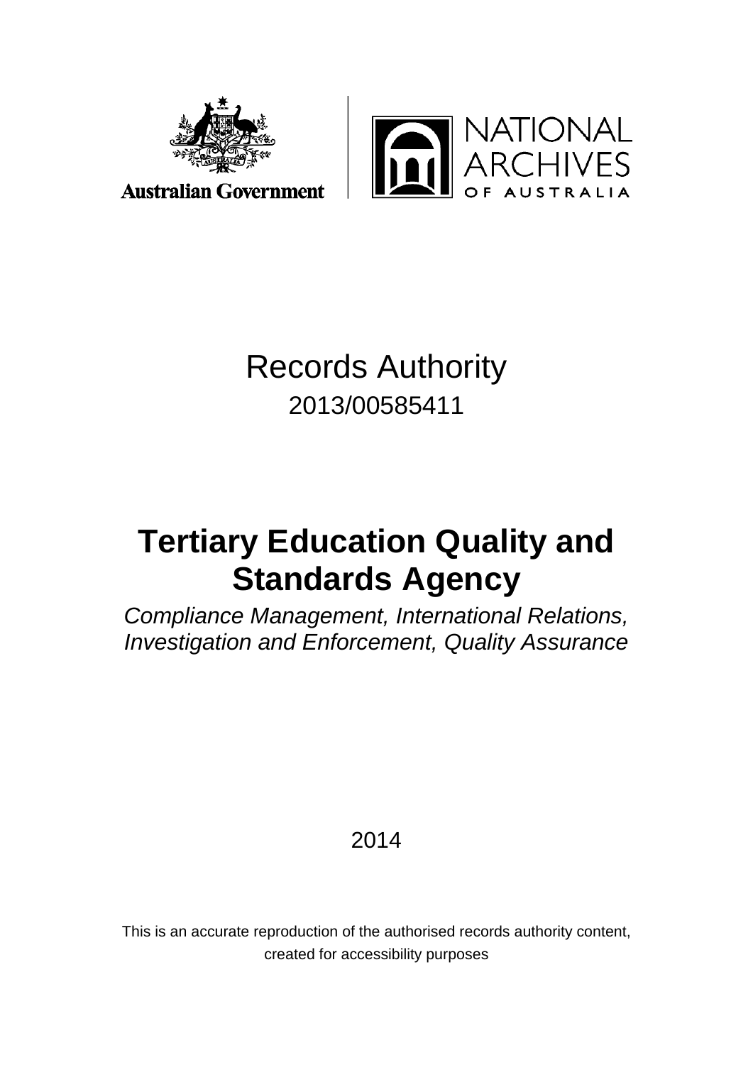Australian Government

NATIONAL ARCHIVES OF AUSTRALIA

# Records Authority

2013/00585411

# Tertiary Education Quality and Standards Agency

*Compliance Management, International Relations, Investigation and Enforcement, Quality Assurance*

2014

This is an accurate reproduction of the authorised records authority content, created for accessibility purposes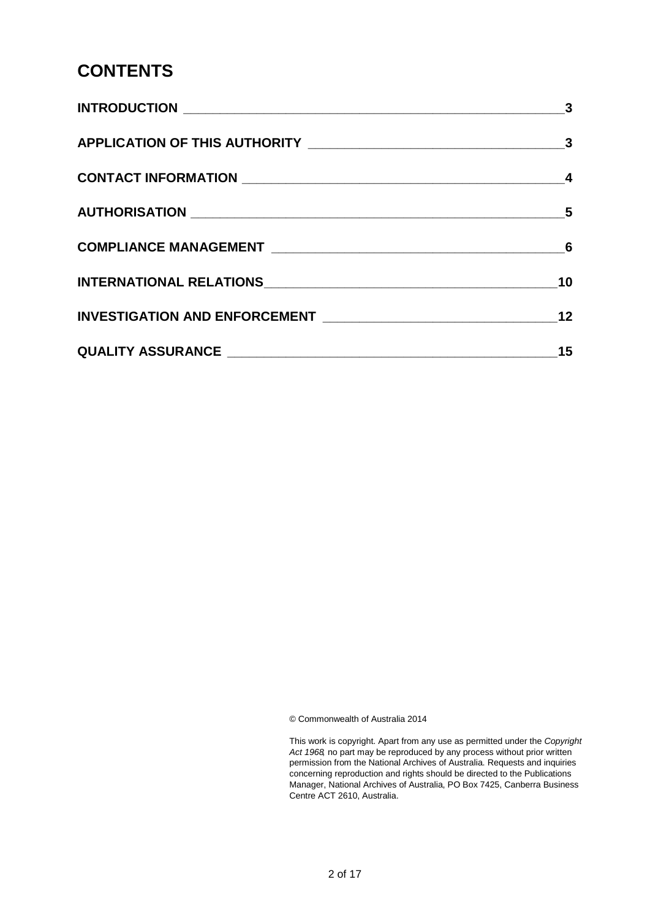# CONTENTS

| | |
|---|---|
| **INTRODUCTION** | **3** |
| **APPLICATION OF THIS AUTHORITY** | **3** |
| **CONTACT INFORMATION** | **4** |
| **AUTHORISATION** | **5** |
| **COMPLIANCE MANAGEMENT** | **6** |
| **INTERNATIONAL RELATIONS** | **10** |
| **INVESTIGATION AND ENFORCEMENT** | **12** |
| **QUALITY ASSURANCE** | **15** |

© Commonwealth of Australia 2014

This work is copyright. Apart from any use as permitted under the *Copyright Act 1968*, no part may be reproduced by any process without prior written permission from the National Archives of Australia. Requests and inquiries concerning reproduction and rights should be directed to the Publications Manager, National Archives of Australia, PO Box 7425, Canberra Business Centre ACT 2610, Australia.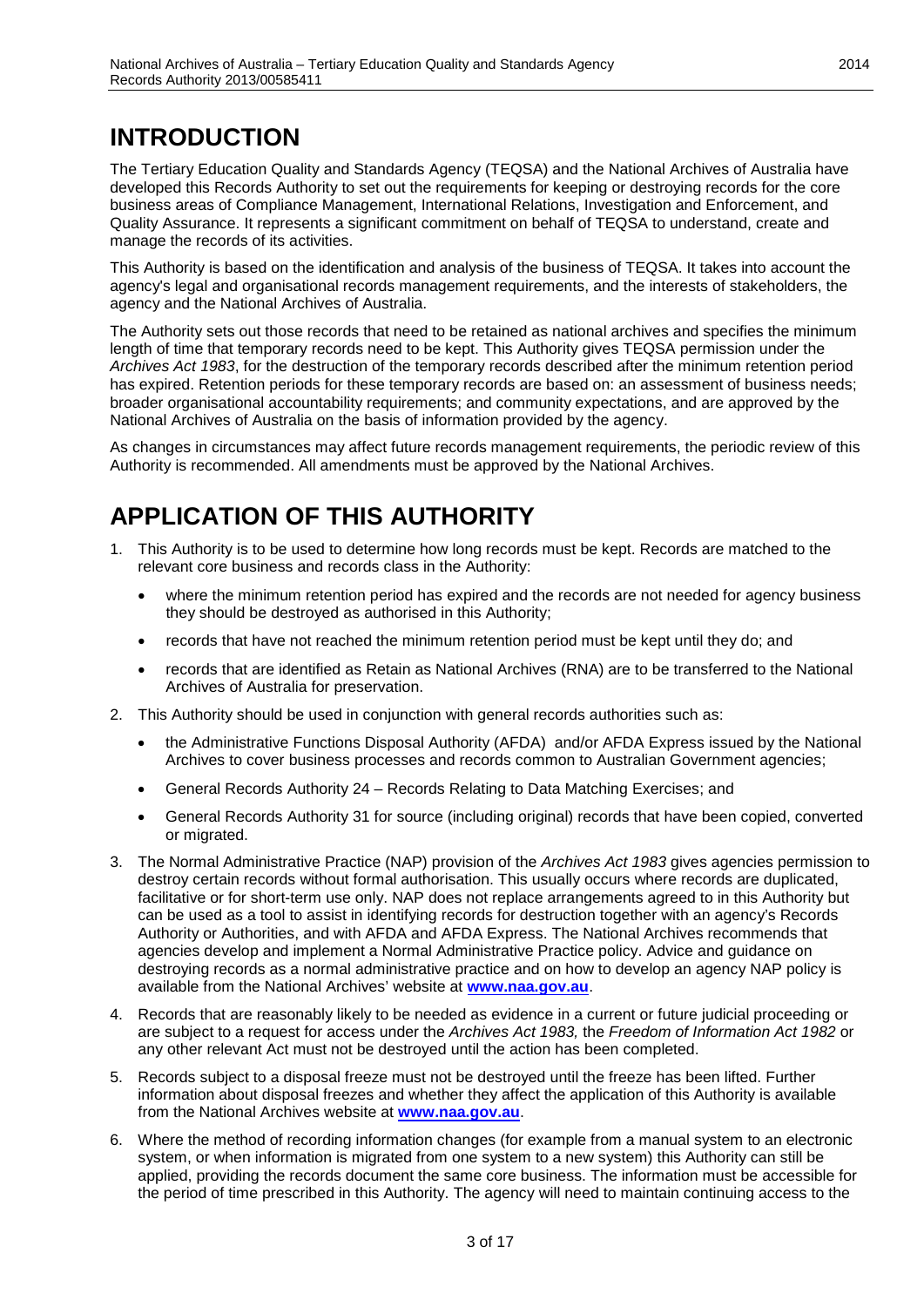# INTRODUCTION

The Tertiary Education Quality and Standards Agency (TEQSA) and the National Archives of Australia have developed this Records Authority to set out the requirements for keeping or destroying records for the core business areas of Compliance Management, International Relations, Investigation and Enforcement, and Quality Assurance. It represents a significant commitment on behalf of TEQSA to understand, create and manage the records of its activities.

This Authority is based on the identification and analysis of the business of TEQSA. It takes into account the agency's legal and organisational records management requirements, and the interests of stakeholders, the agency and the National Archives of Australia.

The Authority sets out those records that need to be retained as national archives and specifies the minimum length of time that temporary records need to be kept. This Authority gives TEQSA permission under the *Archives Act 1983*, for the destruction of the temporary records described after the minimum retention period has expired. Retention periods for these temporary records are based on: an assessment of business needs; broader organisational accountability requirements; and community expectations, and are approved by the National Archives of Australia on the basis of information provided by the agency.

As changes in circumstances may affect future records management requirements, the periodic review of this Authority is recommended. All amendments must be approved by the National Archives.

# APPLICATION OF THIS AUTHORITY

1. This Authority is to be used to determine how long records must be kept. Records are matched to the relevant core business and records class in the Authority:
   - where the minimum retention period has expired and the records are not needed for agency business they should be destroyed as authorised in this Authority;
   - records that have not reached the minimum retention period must be kept until they do; and
   - records that are identified as Retain as National Archives (RNA) are to be transferred to the National Archives of Australia for preservation.
2. This Authority should be used in conjunction with general records authorities such as:
   - the Administrative Functions Disposal Authority (AFDA) and/or AFDA Express issued by the National Archives to cover business processes and records common to Australian Government agencies;
   - General Records Authority 24 – Records Relating to Data Matching Exercises; and
   - General Records Authority 31 for source (including original) records that have been copied, converted or migrated.
3. The Normal Administrative Practice (NAP) provision of the *Archives Act 1983* gives agencies permission to destroy certain records without formal authorisation. This usually occurs where records are duplicated, facilitative or for short-term use only. NAP does not replace arrangements agreed to in this Authority but can be used as a tool to assist in identifying records for destruction together with an agency's Records Authority or Authorities, and with AFDA and AFDA Express. The National Archives recommends that agencies develop and implement a Normal Administrative Practice policy. Advice and guidance on destroying records as a normal administrative practice and on how to develop an agency NAP policy is available from the National Archives' website at **www.naa.gov.au**.
4. Records that are reasonably likely to be needed as evidence in a current or future judicial proceeding or are subject to a request for access under the *Archives Act 1983,* the *Freedom of Information Act 1982* or any other relevant Act must not be destroyed until the action has been completed.
5. Records subject to a disposal freeze must not be destroyed until the freeze has been lifted. Further information about disposal freezes and whether they affect the application of this Authority is available from the National Archives website at **www.naa.gov.au**.
6. Where the method of recording information changes (for example from a manual system to an electronic system, or when information is migrated from one system to a new system) this Authority can still be applied, providing the records document the same core business. The information must be accessible for the period of time prescribed in this Authority. The agency will need to maintain continuing access to the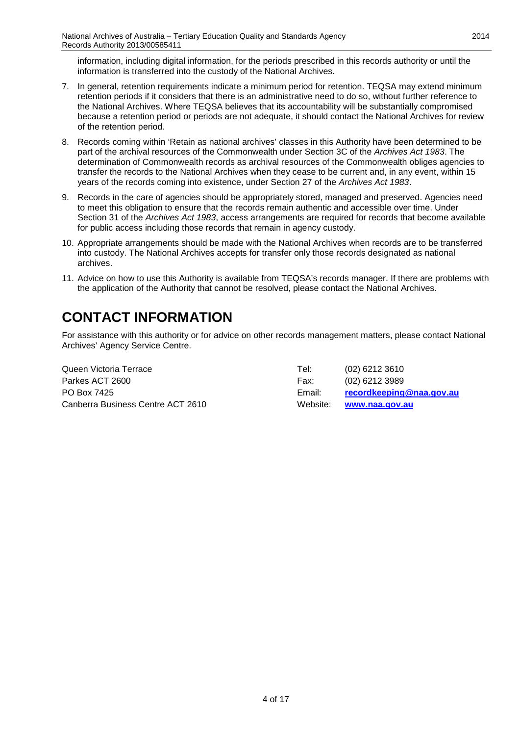information, including digital information, for the periods prescribed in this records authority or until the information is transferred into the custody of the National Archives.

7. In general, retention requirements indicate a minimum period for retention. TEQSA may extend minimum retention periods if it considers that there is an administrative need to do so, without further reference to the National Archives. Where TEQSA believes that its accountability will be substantially compromised because a retention period or periods are not adequate, it should contact the National Archives for review of the retention period.
8. Records coming within 'Retain as national archives' classes in this Authority have been determined to be part of the archival resources of the Commonwealth under Section 3C of the *Archives Act 1983*. The determination of Commonwealth records as archival resources of the Commonwealth obliges agencies to transfer the records to the National Archives when they cease to be current and, in any event, within 15 years of the records coming into existence, under Section 27 of the *Archives Act 1983*.
9. Records in the care of agencies should be appropriately stored, managed and preserved. Agencies need to meet this obligation to ensure that the records remain authentic and accessible over time. Under Section 31 of the *Archives Act 1983*, access arrangements are required for records that become available for public access including those records that remain in agency custody.
10. Appropriate arrangements should be made with the National Archives when records are to be transferred into custody. The National Archives accepts for transfer only those records designated as national archives.
11. Advice on how to use this Authority is available from TEQSA's records manager. If there are problems with the application of the Authority that cannot be resolved, please contact the National Archives.

# CONTACT INFORMATION

For assistance with this authority or for advice on other records management matters, please contact National Archives' Agency Service Centre.

| | | |
|---|---|---|
| Queen Victoria Terrace | Tel: | (02) 6212 3610 |
| Parkes ACT 2600 | Fax: | (02) 6212 3989 |
| PO Box 7425 | Email: | **recordkeeping@naa.gov.au** |
| Canberra Business Centre ACT 2610 | Website: | **www.naa.gov.au** |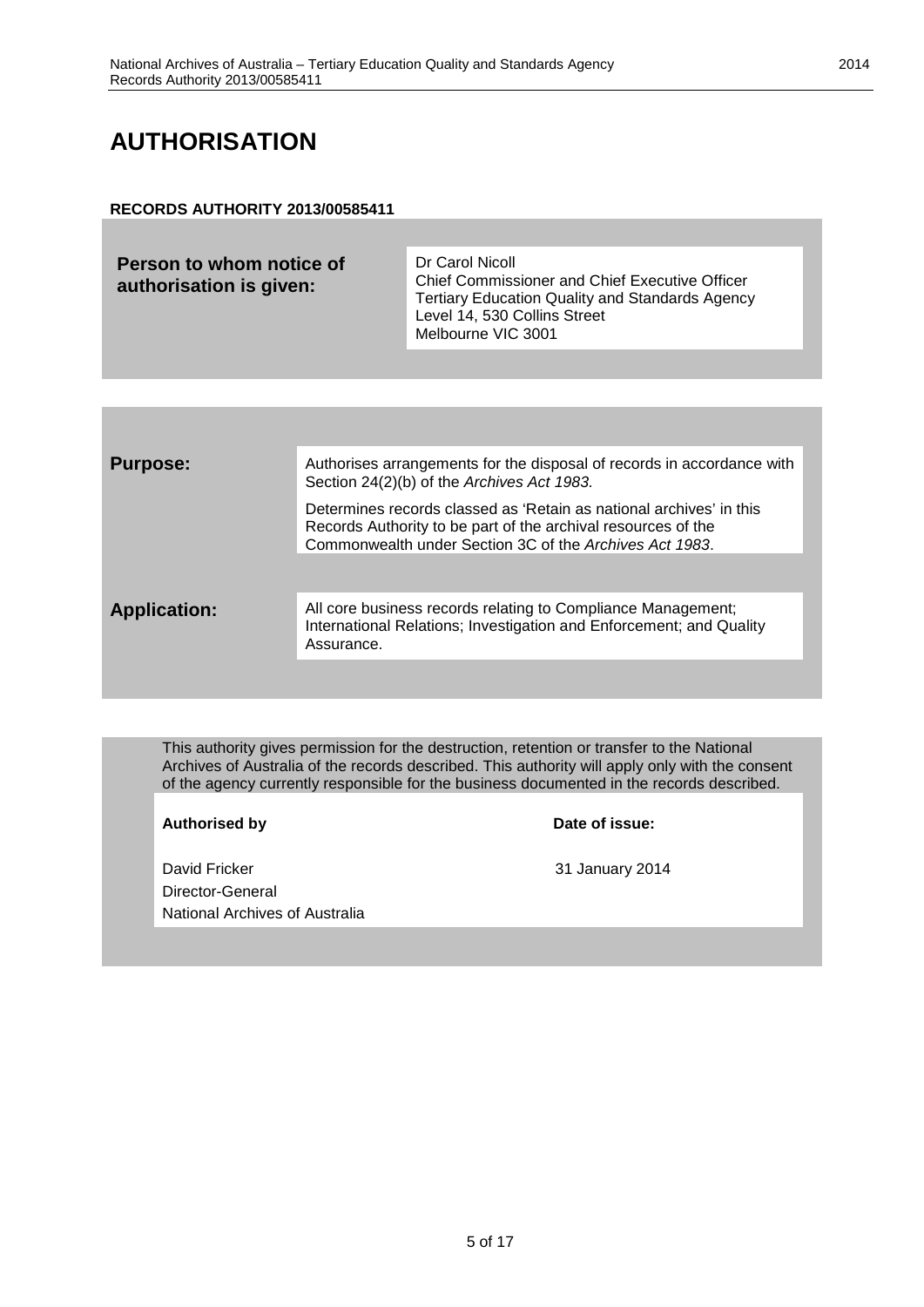# AUTHORISATION

**RECORDS AUTHORITY 2013/00585411**

| **Person to whom notice of authorisation is given:** | Dr Carol Nicoll<br>Chief Commissioner and Chief Executive Officer<br>Tertiary Education Quality and Standards Agency<br>Level 14, 530 Collins Street<br>Melbourne VIC 3001 |
|---|---|

| | |
|---|---|
| **Purpose:** | Authorises arrangements for the disposal of records in accordance with Section 24(2)(b) of the *Archives Act 1983.*<br><br>Determines records classed as 'Retain as national archives' in this Records Authority to be part of the archival resources of the Commonwealth under Section 3C of the *Archives Act 1983*. |
| **Application:** | All core business records relating to Compliance Management; International Relations; Investigation and Enforcement; and Quality Assurance. |

This authority gives permission for the destruction, retention or transfer to the National Archives of Australia of the records described. This authority will apply only with the consent of the agency currently responsible for the business documented in the records described.

| **Authorised by** | **Date of issue:** |
|---|---|
| David Fricker<br>Director-General<br>National Archives of Australia | 31 January 2014 |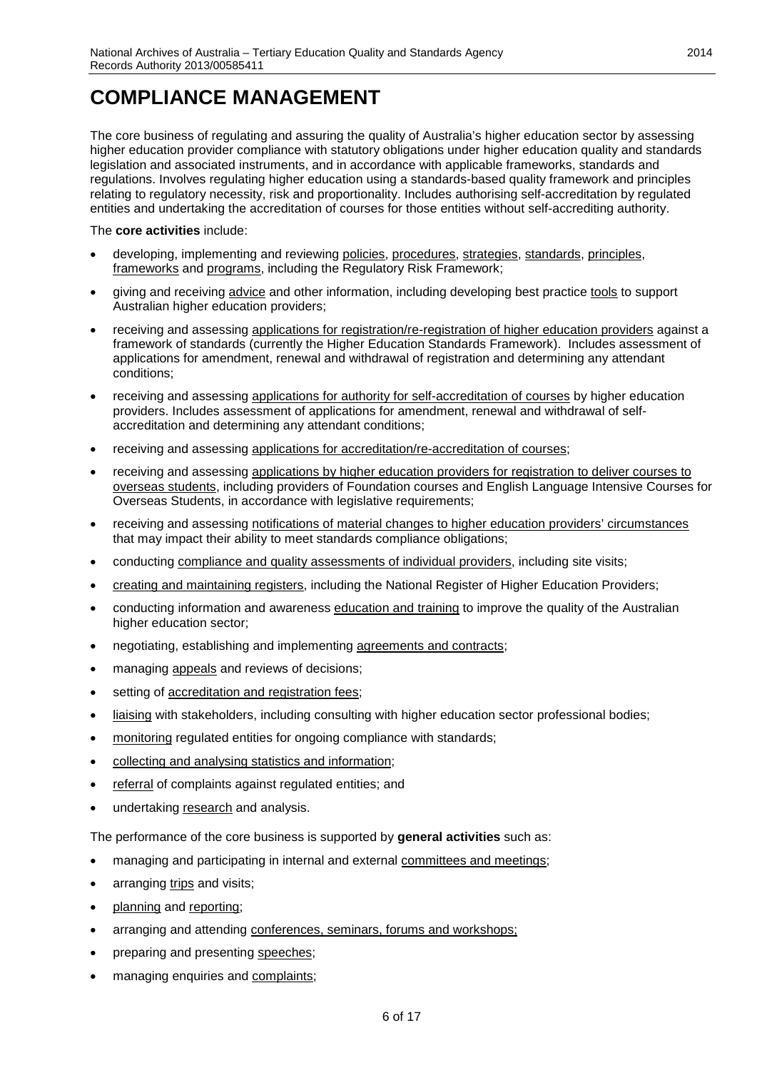# COMPLIANCE MANAGEMENT

The core business of regulating and assuring the quality of Australia's higher education sector by assessing higher education provider compliance with statutory obligations under higher education quality and standards legislation and associated instruments, and in accordance with applicable frameworks, standards and regulations. Involves regulating higher education using a standards-based quality framework and principles relating to regulatory necessity, risk and proportionality. Includes authorising self-accreditation by regulated entities and undertaking the accreditation of courses for those entities without self-accrediting authority.

The **core activities** include:

- developing, implementing and reviewing policies, procedures, strategies, standards, principles, frameworks and programs, including the Regulatory Risk Framework;
- giving and receiving advice and other information, including developing best practice tools to support Australian higher education providers;
- receiving and assessing applications for registration/re-registration of higher education providers against a framework of standards (currently the Higher Education Standards Framework). Includes assessment of applications for amendment, renewal and withdrawal of registration and determining any attendant conditions;
- receiving and assessing applications for authority for self-accreditation of courses by higher education providers. Includes assessment of applications for amendment, renewal and withdrawal of self-accreditation and determining any attendant conditions;
- receiving and assessing applications for accreditation/re-accreditation of courses;
- receiving and assessing applications by higher education providers for registration to deliver courses to overseas students, including providers of Foundation courses and English Language Intensive Courses for Overseas Students, in accordance with legislative requirements;
- receiving and assessing notifications of material changes to higher education providers' circumstances that may impact their ability to meet standards compliance obligations;
- conducting compliance and quality assessments of individual providers, including site visits;
- creating and maintaining registers, including the National Register of Higher Education Providers;
- conducting information and awareness education and training to improve the quality of the Australian higher education sector;
- negotiating, establishing and implementing agreements and contracts;
- managing appeals and reviews of decisions;
- setting of accreditation and registration fees;
- liaising with stakeholders, including consulting with higher education sector professional bodies;
- monitoring regulated entities for ongoing compliance with standards;
- collecting and analysing statistics and information;
- referral of complaints against regulated entities; and
- undertaking research and analysis.

The performance of the core business is supported by **general activities** such as:

- managing and participating in internal and external committees and meetings;
- arranging trips and visits;
- planning and reporting;
- arranging and attending conferences, seminars, forums and workshops;
- preparing and presenting speeches;
- managing enquiries and complaints;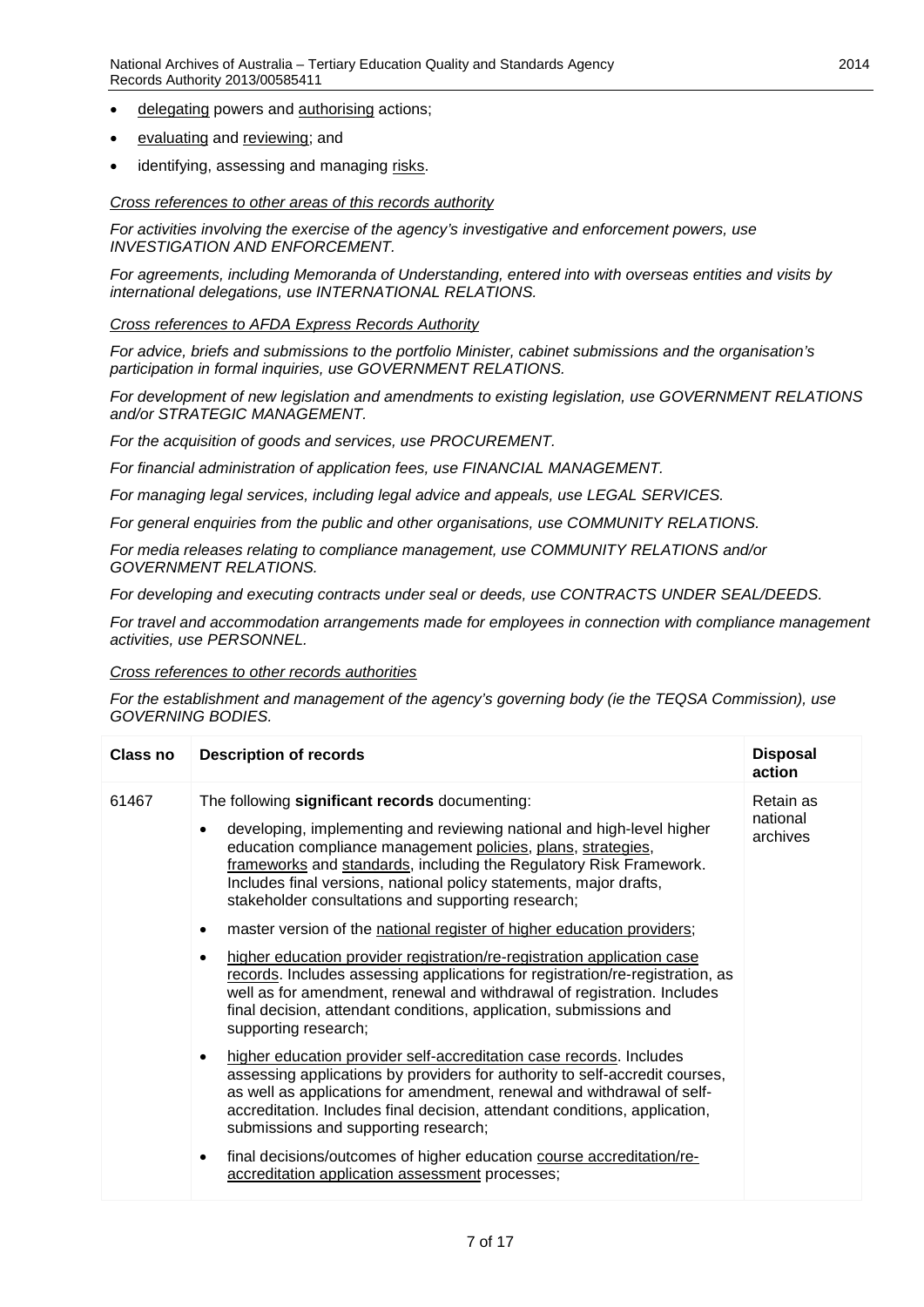- delegating powers and authorising actions;
- evaluating and reviewing; and
- identifying, assessing and managing risks.

*Cross references to other areas of this records authority*

*For activities involving the exercise of the agency's investigative and enforcement powers, use INVESTIGATION AND ENFORCEMENT.*

*For agreements, including Memoranda of Understanding, entered into with overseas entities and visits by international delegations, use INTERNATIONAL RELATIONS.*

*Cross references to AFDA Express Records Authority*

*For advice, briefs and submissions to the portfolio Minister, cabinet submissions and the organisation's participation in formal inquiries, use GOVERNMENT RELATIONS.*

*For development of new legislation and amendments to existing legislation, use GOVERNMENT RELATIONS and/or STRATEGIC MANAGEMENT.*

*For the acquisition of goods and services, use PROCUREMENT.*

*For financial administration of application fees, use FINANCIAL MANAGEMENT.*

*For managing legal services, including legal advice and appeals, use LEGAL SERVICES.*

*For general enquiries from the public and other organisations, use COMMUNITY RELATIONS.*

*For media releases relating to compliance management, use COMMUNITY RELATIONS and/or GOVERNMENT RELATIONS.*

*For developing and executing contracts under seal or deeds, use CONTRACTS UNDER SEAL/DEEDS.*

*For travel and accommodation arrangements made for employees in connection with compliance management activities, use PERSONNEL.*

*Cross references to other records authorities*

*For the establishment and management of the agency's governing body (ie the TEQSA Commission), use GOVERNING BODIES.*

| Class no | Description of records | Disposal action |
|---|---|---|
| 61467 | The following **significant records** documenting:<br>• developing, implementing and reviewing national and high-level higher education compliance management policies, plans, strategies, frameworks and standards, including the Regulatory Risk Framework. Includes final versions, national policy statements, major drafts, stakeholder consultations and supporting research;<br>• master version of the national register of higher education providers;<br>• higher education provider registration/re-registration application case records. Includes assessing applications for registration/re-registration, as well as for amendment, renewal and withdrawal of registration. Includes final decision, attendant conditions, application, submissions and supporting research;<br>• higher education provider self-accreditation case records. Includes assessing applications by providers for authority to self-accredit courses, as well as applications for amendment, renewal and withdrawal of self-accreditation. Includes final decision, attendant conditions, application, submissions and supporting research;<br>• final decisions/outcomes of higher education course accreditation/re-accreditation application assessment processes; | Retain as national archives |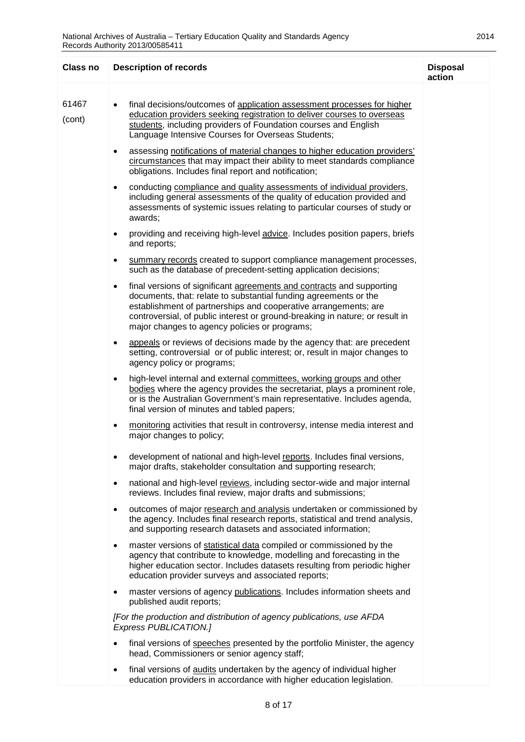| Class no | Description of records | Disposal action |
| --- | --- | --- |
| 61467 (cont) | • final decisions/outcomes of application assessment processes for higher education providers seeking registration to deliver courses to overseas students, including providers of Foundation courses and English Language Intensive Courses for Overseas Students;<br><br>• assessing notifications of material changes to higher education providers' circumstances that may impact their ability to meet standards compliance obligations. Includes final report and notification;<br><br>• conducting compliance and quality assessments of individual providers, including general assessments of the quality of education provided and assessments of systemic issues relating to particular courses of study or awards;<br><br>• providing and receiving high-level advice. Includes position papers, briefs and reports;<br><br>• summary records created to support compliance management processes, such as the database of precedent-setting application decisions;<br><br>• final versions of significant agreements and contracts and supporting documents, that: relate to substantial funding agreements or the establishment of partnerships and cooperative arrangements; are controversial, of public interest or ground-breaking in nature; or result in major changes to agency policies or programs;<br><br>• appeals or reviews of decisions made by the agency that: are precedent setting, controversial or of public interest; or, result in major changes to agency policy or programs;<br><br>• high-level internal and external committees, working groups and other bodies where the agency provides the secretariat, plays a prominent role, or is the Australian Government's main representative. Includes agenda, final version of minutes and tabled papers;<br><br>• monitoring activities that result in controversy, intense media interest and major changes to policy;<br><br>• development of national and high-level reports. Includes final versions, major drafts, stakeholder consultation and supporting research;<br><br>• national and high-level reviews, including sector-wide and major internal reviews. Includes final review, major drafts and submissions;<br><br>• outcomes of major research and analysis undertaken or commissioned by the agency. Includes final research reports, statistical and trend analysis, and supporting research datasets and associated information;<br><br>• master versions of statistical data compiled or commissioned by the agency that contribute to knowledge, modelling and forecasting in the higher education sector. Includes datasets resulting from periodic higher education provider surveys and associated reports;<br><br>• master versions of agency publications. Includes information sheets and published audit reports;<br><br>*[For the production and distribution of agency publications, use AFDA Express PUBLICATION.]*<br><br>• final versions of speeches presented by the portfolio Minister, the agency head, Commissioners or senior agency staff;<br><br>• final versions of audits undertaken by the agency of individual higher education providers in accordance with higher education legislation. | |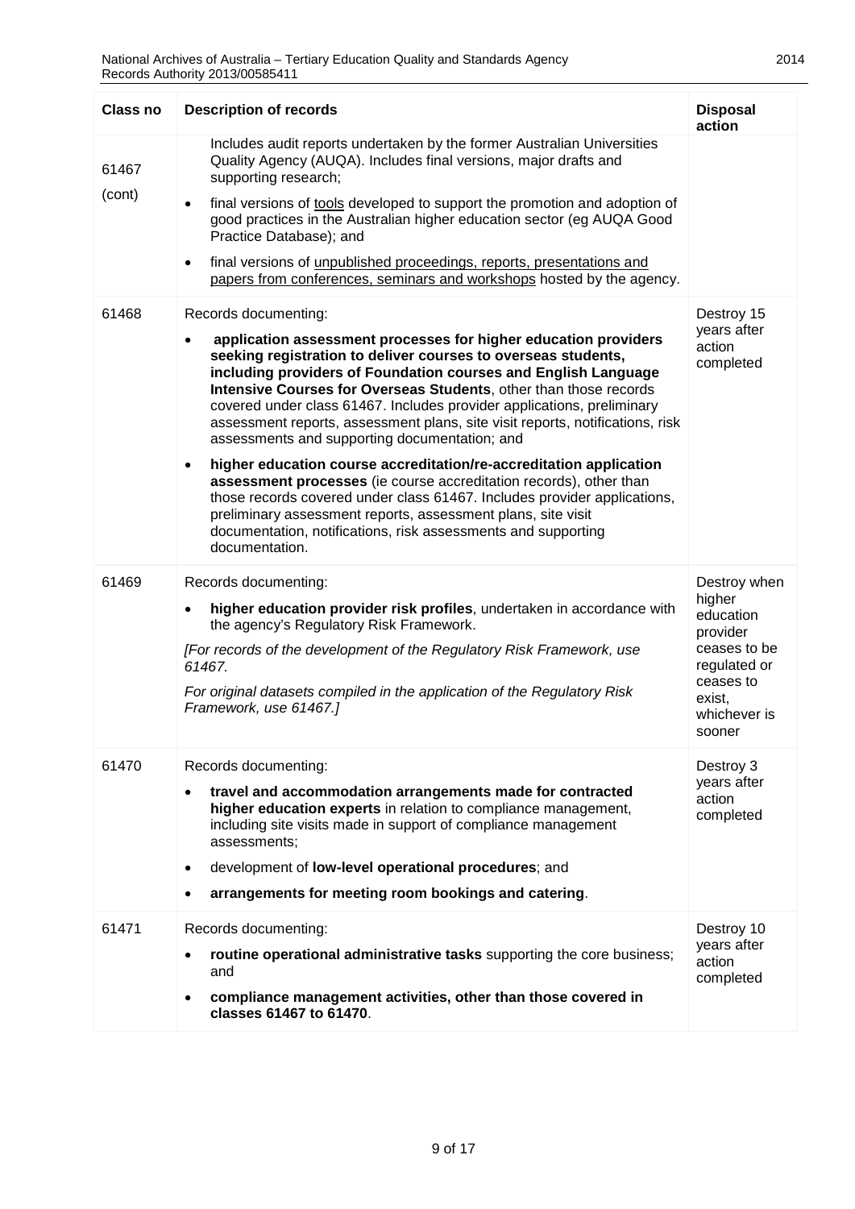| Class no | Description of records | Disposal action |
|---|---|---|
| 61467 (cont) | Includes audit reports undertaken by the former Australian Universities Quality Agency (AUQA). Includes final versions, major drafts and supporting research; <br>• final versions of <u>tools</u> developed to support the promotion and adoption of good practices in the Australian higher education sector (eg AUQA Good Practice Database); and <br>• final versions of <u>unpublished proceedings, reports, presentations and papers from conferences, seminars and workshops</u> hosted by the agency. | |
| 61468 | Records documenting: <br>• **application assessment processes for higher education providers seeking registration to deliver courses to overseas students, including providers of Foundation courses and English Language Intensive Courses for Overseas Students**, other than those records covered under class 61467. Includes provider applications, preliminary assessment reports, assessment plans, site visit reports, notifications, risk assessments and supporting documentation; and <br>• **higher education course accreditation/re-accreditation application assessment processes** (ie course accreditation records), other than those records covered under class 61467. Includes provider applications, preliminary assessment reports, assessment plans, site visit documentation, notifications, risk assessments and supporting documentation. | Destroy 15 years after action completed |
| 61469 | Records documenting: <br>• **higher education provider risk profiles**, undertaken in accordance with the agency's Regulatory Risk Framework. <br>*[For records of the development of the Regulatory Risk Framework, use 61467.* <br>*For original datasets compiled in the application of the Regulatory Risk Framework, use 61467.]* | Destroy when higher education provider ceases to be regulated or ceases to exist, whichever is sooner |
| 61470 | Records documenting: <br>• **travel and accommodation arrangements made for contracted higher education experts** in relation to compliance management, including site visits made in support of compliance management assessments; <br>• development of **low-level operational procedures**; and <br>• **arrangements for meeting room bookings and catering**. | Destroy 3 years after action completed |
| 61471 | Records documenting: <br>• **routine operational administrative tasks** supporting the core business; and <br>• **compliance management activities, other than those covered in classes 61467 to 61470**. | Destroy 10 years after action completed |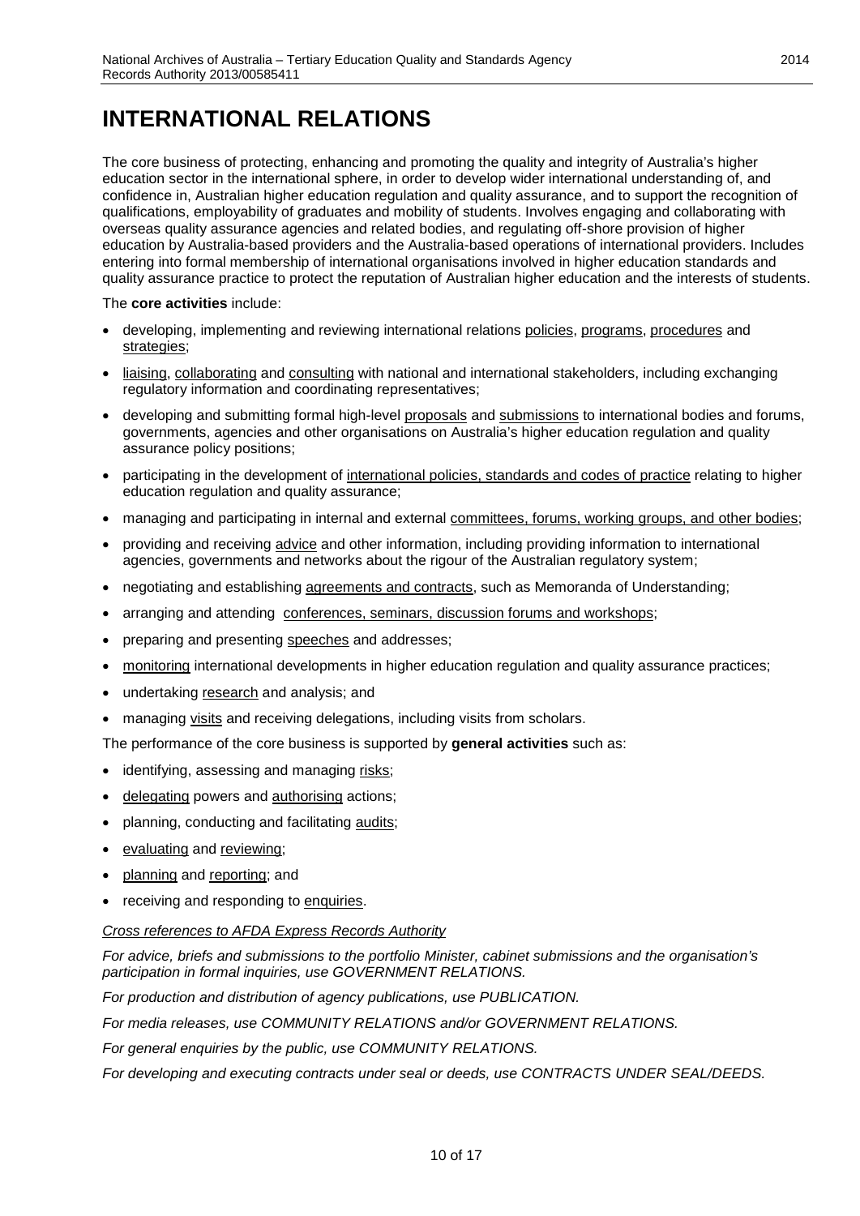# INTERNATIONAL RELATIONS

The core business of protecting, enhancing and promoting the quality and integrity of Australia's higher education sector in the international sphere, in order to develop wider international understanding of, and confidence in, Australian higher education regulation and quality assurance, and to support the recognition of qualifications, employability of graduates and mobility of students. Involves engaging and collaborating with overseas quality assurance agencies and related bodies, and regulating off-shore provision of higher education by Australia-based providers and the Australia-based operations of international providers. Includes entering into formal membership of international organisations involved in higher education standards and quality assurance practice to protect the reputation of Australian higher education and the interests of students.

The **core activities** include:

- developing, implementing and reviewing international relations policies, programs, procedures and strategies;
- liaising, collaborating and consulting with national and international stakeholders, including exchanging regulatory information and coordinating representatives;
- developing and submitting formal high-level proposals and submissions to international bodies and forums, governments, agencies and other organisations on Australia's higher education regulation and quality assurance policy positions;
- participating in the development of international policies, standards and codes of practice relating to higher education regulation and quality assurance;
- managing and participating in internal and external committees, forums, working groups, and other bodies;
- providing and receiving advice and other information, including providing information to international agencies, governments and networks about the rigour of the Australian regulatory system;
- negotiating and establishing agreements and contracts, such as Memoranda of Understanding;
- arranging and attending conferences, seminars, discussion forums and workshops;
- preparing and presenting speeches and addresses;
- monitoring international developments in higher education regulation and quality assurance practices;
- undertaking research and analysis; and
- managing visits and receiving delegations, including visits from scholars.

The performance of the core business is supported by **general activities** such as:

- identifying, assessing and managing risks;
- delegating powers and authorising actions;
- planning, conducting and facilitating audits;
- evaluating and reviewing;
- planning and reporting; and
- receiving and responding to enquiries.

*Cross references to AFDA Express Records Authority*

*For advice, briefs and submissions to the portfolio Minister, cabinet submissions and the organisation's participation in formal inquiries, use GOVERNMENT RELATIONS.*

*For production and distribution of agency publications, use PUBLICATION.*

*For media releases, use COMMUNITY RELATIONS and/or GOVERNMENT RELATIONS.*

*For general enquiries by the public, use COMMUNITY RELATIONS.*

*For developing and executing contracts under seal or deeds, use CONTRACTS UNDER SEAL/DEEDS.*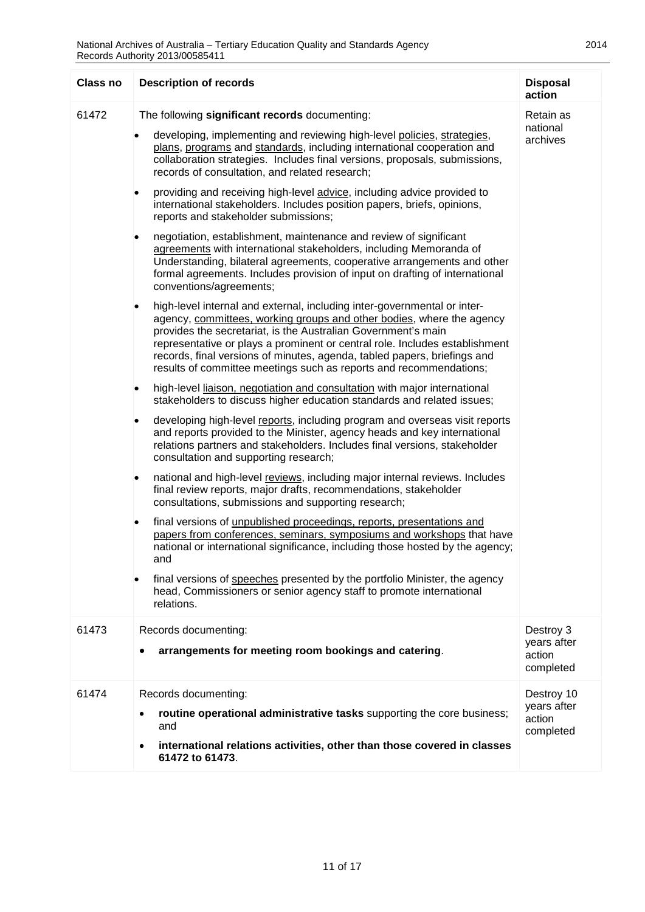| Class no | Description of records | Disposal action |
|---|---|---|
| 61472 | The following **significant records** documenting:<br>• developing, implementing and reviewing high-level policies, strategies, plans, programs and standards, including international cooperation and collaboration strategies. Includes final versions, proposals, submissions, records of consultation, and related research;<br>• providing and receiving high-level advice, including advice provided to international stakeholders. Includes position papers, briefs, opinions, reports and stakeholder submissions;<br>• negotiation, establishment, maintenance and review of significant agreements with international stakeholders, including Memoranda of Understanding, bilateral agreements, cooperative arrangements and other formal agreements. Includes provision of input on drafting of international conventions/agreements;<br>• high-level internal and external, including inter-governmental or inter-agency, committees, working groups and other bodies, where the agency provides the secretariat, is the Australian Government's main representative or plays a prominent or central role. Includes establishment records, final versions of minutes, agenda, tabled papers, briefings and results of committee meetings such as reports and recommendations;<br>• high-level liaison, negotiation and consultation with major international stakeholders to discuss higher education standards and related issues;<br>• developing high-level reports, including program and overseas visit reports and reports provided to the Minister, agency heads and key international relations partners and stakeholders. Includes final versions, stakeholder consultation and supporting research;<br>• national and high-level reviews, including major internal reviews. Includes final review reports, major drafts, recommendations, stakeholder consultations, submissions and supporting research;<br>• final versions of unpublished proceedings, reports, presentations and papers from conferences, seminars, symposiums and workshops that have national or international significance, including those hosted by the agency; and<br>• final versions of speeches presented by the portfolio Minister, the agency head, Commissioners or senior agency staff to promote international relations. | Retain as national archives |
| 61473 | Records documenting:<br>• **arrangements for meeting room bookings and catering**. | Destroy 3 years after action completed |
| 61474 | Records documenting:<br>• **routine operational administrative tasks** supporting the core business; and<br>• **international relations activities, other than those covered in classes 61472 to 61473**. | Destroy 10 years after action completed |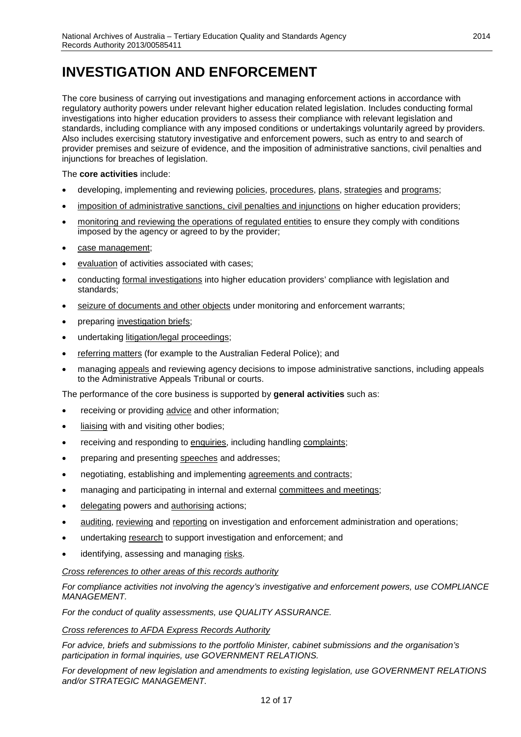# INVESTIGATION AND ENFORCEMENT

The core business of carrying out investigations and managing enforcement actions in accordance with regulatory authority powers under relevant higher education related legislation. Includes conducting formal investigations into higher education providers to assess their compliance with relevant legislation and standards, including compliance with any imposed conditions or undertakings voluntarily agreed by providers. Also includes exercising statutory investigative and enforcement powers, such as entry to and search of provider premises and seizure of evidence, and the imposition of administrative sanctions, civil penalties and injunctions for breaches of legislation.

The **core activities** include:

- developing, implementing and reviewing policies, procedures, plans, strategies and programs;
- imposition of administrative sanctions, civil penalties and injunctions on higher education providers;
- monitoring and reviewing the operations of regulated entities to ensure they comply with conditions imposed by the agency or agreed to by the provider;
- case management;
- evaluation of activities associated with cases;
- conducting formal investigations into higher education providers' compliance with legislation and standards;
- seizure of documents and other objects under monitoring and enforcement warrants;
- preparing investigation briefs;
- undertaking litigation/legal proceedings;
- referring matters (for example to the Australian Federal Police); and
- managing appeals and reviewing agency decisions to impose administrative sanctions, including appeals to the Administrative Appeals Tribunal or courts.

The performance of the core business is supported by **general activities** such as:

- receiving or providing advice and other information;
- liaising with and visiting other bodies;
- receiving and responding to enquiries, including handling complaints;
- preparing and presenting speeches and addresses;
- negotiating, establishing and implementing agreements and contracts;
- managing and participating in internal and external committees and meetings;
- delegating powers and authorising actions;
- auditing, reviewing and reporting on investigation and enforcement administration and operations;
- undertaking research to support investigation and enforcement; and
- identifying, assessing and managing risks.

*Cross references to other areas of this records authority*

*For compliance activities not involving the agency's investigative and enforcement powers, use COMPLIANCE MANAGEMENT.*

*For the conduct of quality assessments, use QUALITY ASSURANCE.*

*Cross references to AFDA Express Records Authority*

*For advice, briefs and submissions to the portfolio Minister, cabinet submissions and the organisation's participation in formal inquiries, use GOVERNMENT RELATIONS.*

*For development of new legislation and amendments to existing legislation, use GOVERNMENT RELATIONS and/or STRATEGIC MANAGEMENT.*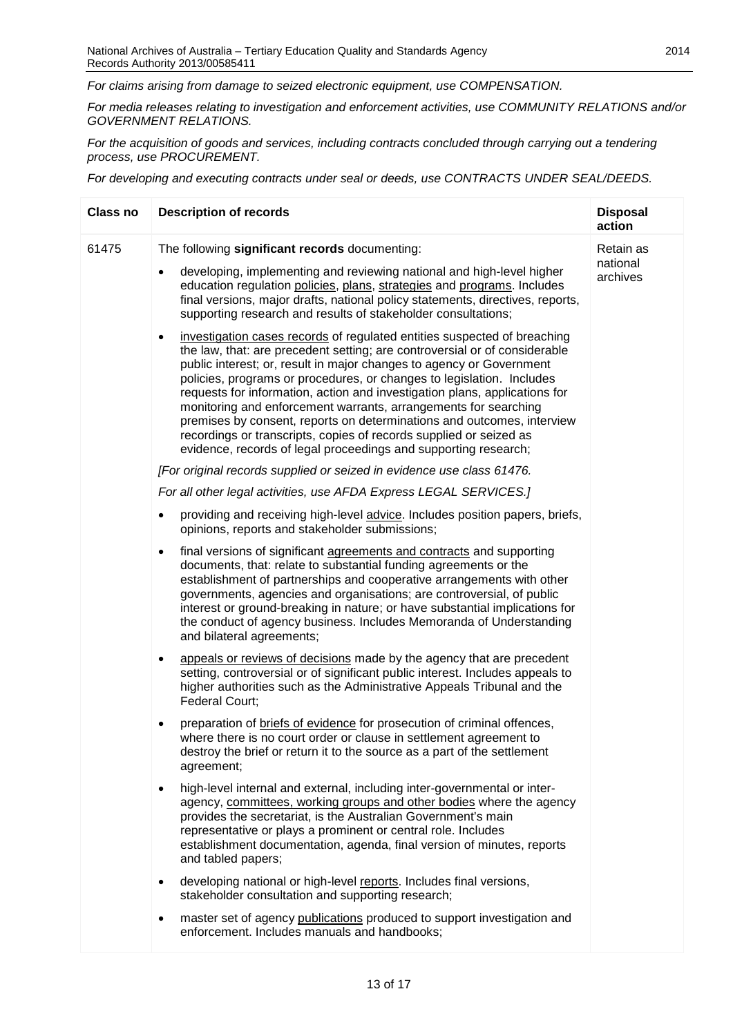*For claims arising from damage to seized electronic equipment, use COMPENSATION.*

*For media releases relating to investigation and enforcement activities, use COMMUNITY RELATIONS and/or GOVERNMENT RELATIONS.*

*For the acquisition of goods and services, including contracts concluded through carrying out a tendering process, use PROCUREMENT.*

*For developing and executing contracts under seal or deeds, use CONTRACTS UNDER SEAL/DEEDS.*

| Class no | Description of records | Disposal action |
|---|---|---|
| 61475 | The following **significant records** documenting:<br>• developing, implementing and reviewing national and high-level higher education regulation policies, plans, strategies and programs. Includes final versions, major drafts, national policy statements, directives, reports, supporting research and results of stakeholder consultations;<br>• investigation cases records of regulated entities suspected of breaching the law, that: are precedent setting; are controversial or of considerable public interest; or, result in major changes to agency or Government policies, programs or procedures, or changes to legislation. Includes requests for information, action and investigation plans, applications for monitoring and enforcement warrants, arrangements for searching premises by consent, reports on determinations and outcomes, interview recordings or transcripts, copies of records supplied or seized as evidence, records of legal proceedings and supporting research;<br>*[For original records supplied or seized in evidence use class 61476.*<br>*For all other legal activities, use AFDA Express LEGAL SERVICES.]*<br>• providing and receiving high-level advice. Includes position papers, briefs, opinions, reports and stakeholder submissions;<br>• final versions of significant agreements and contracts and supporting documents, that: relate to substantial funding agreements or the establishment of partnerships and cooperative arrangements with other governments, agencies and organisations; are controversial, of public interest or ground-breaking in nature; or have substantial implications for the conduct of agency business. Includes Memoranda of Understanding and bilateral agreements;<br>• appeals or reviews of decisions made by the agency that are precedent setting, controversial or of significant public interest. Includes appeals to higher authorities such as the Administrative Appeals Tribunal and the Federal Court;<br>• preparation of briefs of evidence for prosecution of criminal offences, where there is no court order or clause in settlement agreement to destroy the brief or return it to the source as a part of the settlement agreement;<br>• high-level internal and external, including inter-governmental or inter-agency, committees, working groups and other bodies where the agency provides the secretariat, is the Australian Government's main representative or plays a prominent or central role. Includes establishment documentation, agenda, final version of minutes, reports and tabled papers;<br>• developing national or high-level reports. Includes final versions, stakeholder consultation and supporting research;<br>• master set of agency publications produced to support investigation and enforcement. Includes manuals and handbooks; | Retain as national archives |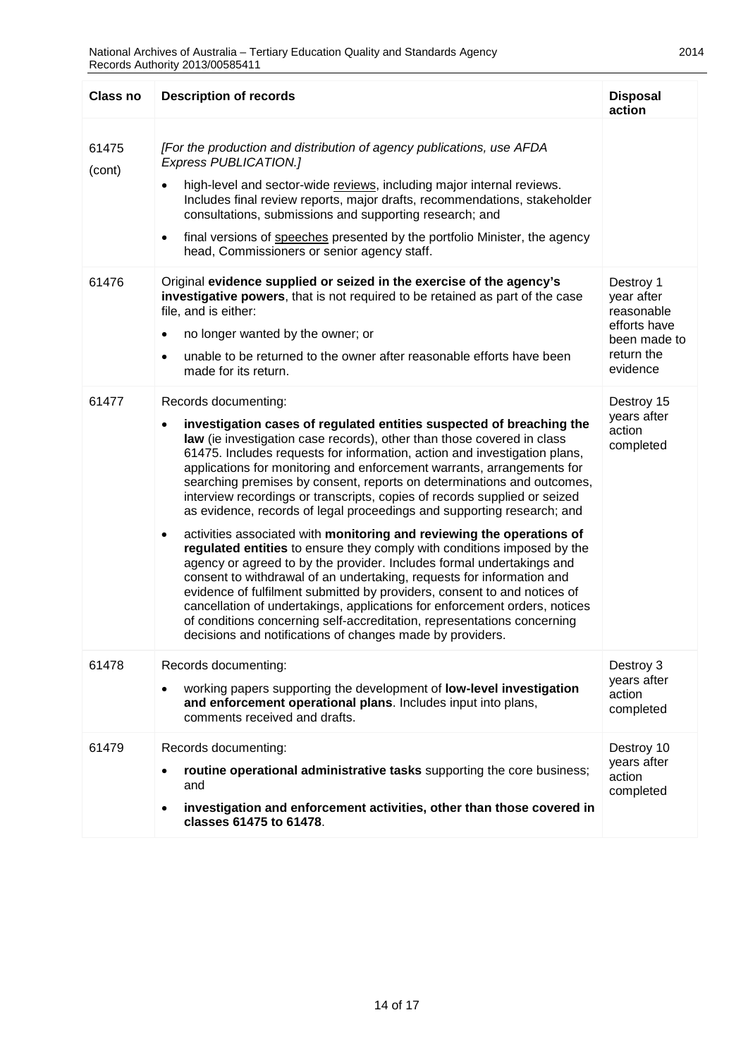| Class no | Description of records | Disposal action |
|---|---|---|
| 61475 (cont) | *[For the production and distribution of agency publications, use AFDA Express PUBLICATION.]*<br>• high-level and sector-wide reviews, including major internal reviews. Includes final review reports, major drafts, recommendations, stakeholder consultations, submissions and supporting research; and<br>• final versions of speeches presented by the portfolio Minister, the agency head, Commissioners or senior agency staff. | |
| 61476 | Original **evidence supplied or seized in the exercise of the agency's investigative powers**, that is not required to be retained as part of the case file, and is either:<br>• no longer wanted by the owner; or<br>• unable to be returned to the owner after reasonable efforts have been made for its return. | Destroy 1 year after reasonable efforts have been made to return the evidence |
| 61477 | Records documenting:<br>• **investigation cases of regulated entities suspected of breaching the law** (ie investigation case records), other than those covered in class 61475. Includes requests for information, action and investigation plans, applications for monitoring and enforcement warrants, arrangements for searching premises by consent, reports on determinations and outcomes, interview recordings or transcripts, copies of records supplied or seized as evidence, records of legal proceedings and supporting research; and<br>• activities associated with **monitoring and reviewing the operations of regulated entities** to ensure they comply with conditions imposed by the agency or agreed to by the provider. Includes formal undertakings and consent to withdrawal of an undertaking, requests for information and evidence of fulfilment submitted by providers, consent to and notices of cancellation of undertakings, applications for enforcement orders, notices of conditions concerning self-accreditation, representations concerning decisions and notifications of changes made by providers. | Destroy 15 years after action completed |
| 61478 | Records documenting:<br>• working papers supporting the development of **low-level investigation and enforcement operational plans**. Includes input into plans, comments received and drafts. | Destroy 3 years after action completed |
| 61479 | Records documenting:<br>• **routine operational administrative tasks** supporting the core business; and<br>• **investigation and enforcement activities, other than those covered in classes 61475 to 61478**. | Destroy 10 years after action completed |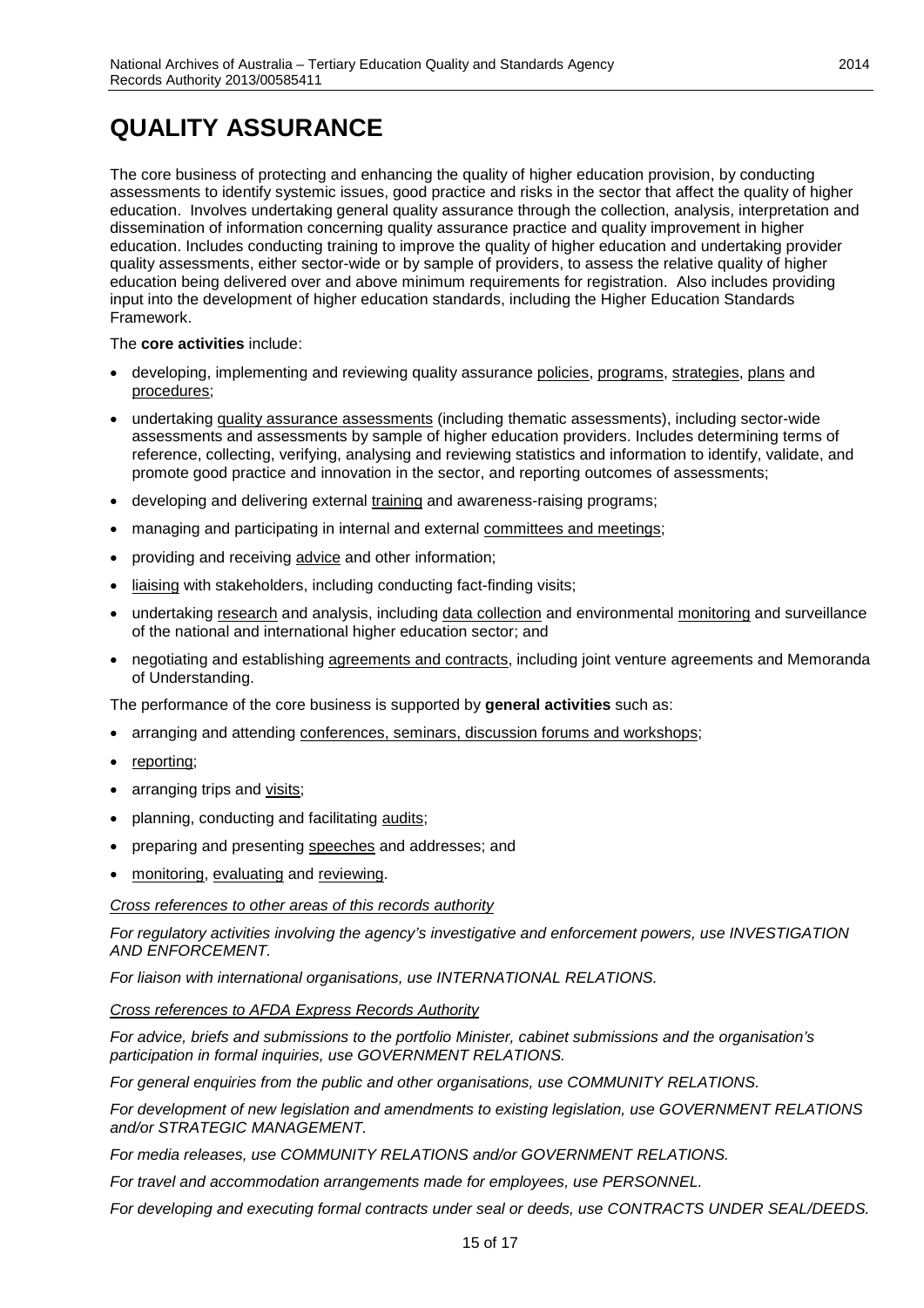# QUALITY ASSURANCE

The core business of protecting and enhancing the quality of higher education provision, by conducting assessments to identify systemic issues, good practice and risks in the sector that affect the quality of higher education. Involves undertaking general quality assurance through the collection, analysis, interpretation and dissemination of information concerning quality assurance practice and quality improvement in higher education. Includes conducting training to improve the quality of higher education and undertaking provider quality assessments, either sector-wide or by sample of providers, to assess the relative quality of higher education being delivered over and above minimum requirements for registration. Also includes providing input into the development of higher education standards, including the Higher Education Standards Framework.

The **core activities** include:

- developing, implementing and reviewing quality assurance policies, programs, strategies, plans and procedures;
- undertaking quality assurance assessments (including thematic assessments), including sector-wide assessments and assessments by sample of higher education providers. Includes determining terms of reference, collecting, verifying, analysing and reviewing statistics and information to identify, validate, and promote good practice and innovation in the sector, and reporting outcomes of assessments;
- developing and delivering external training and awareness-raising programs;
- managing and participating in internal and external committees and meetings;
- providing and receiving advice and other information;
- liaising with stakeholders, including conducting fact-finding visits;
- undertaking research and analysis, including data collection and environmental monitoring and surveillance of the national and international higher education sector; and
- negotiating and establishing agreements and contracts, including joint venture agreements and Memoranda of Understanding.

The performance of the core business is supported by **general activities** such as:

- arranging and attending conferences, seminars, discussion forums and workshops;
- reporting;
- arranging trips and visits;
- planning, conducting and facilitating audits;
- preparing and presenting speeches and addresses; and
- monitoring, evaluating and reviewing.

*Cross references to other areas of this records authority*

*For regulatory activities involving the agency's investigative and enforcement powers, use INVESTIGATION AND ENFORCEMENT.*

*For liaison with international organisations, use INTERNATIONAL RELATIONS.*

*Cross references to AFDA Express Records Authority*

*For advice, briefs and submissions to the portfolio Minister, cabinet submissions and the organisation's participation in formal inquiries, use GOVERNMENT RELATIONS.*

*For general enquiries from the public and other organisations, use COMMUNITY RELATIONS.*

*For development of new legislation and amendments to existing legislation, use GOVERNMENT RELATIONS and/or STRATEGIC MANAGEMENT.*

*For media releases, use COMMUNITY RELATIONS and/or GOVERNMENT RELATIONS.*

*For travel and accommodation arrangements made for employees, use PERSONNEL.*

*For developing and executing formal contracts under seal or deeds, use CONTRACTS UNDER SEAL/DEEDS.*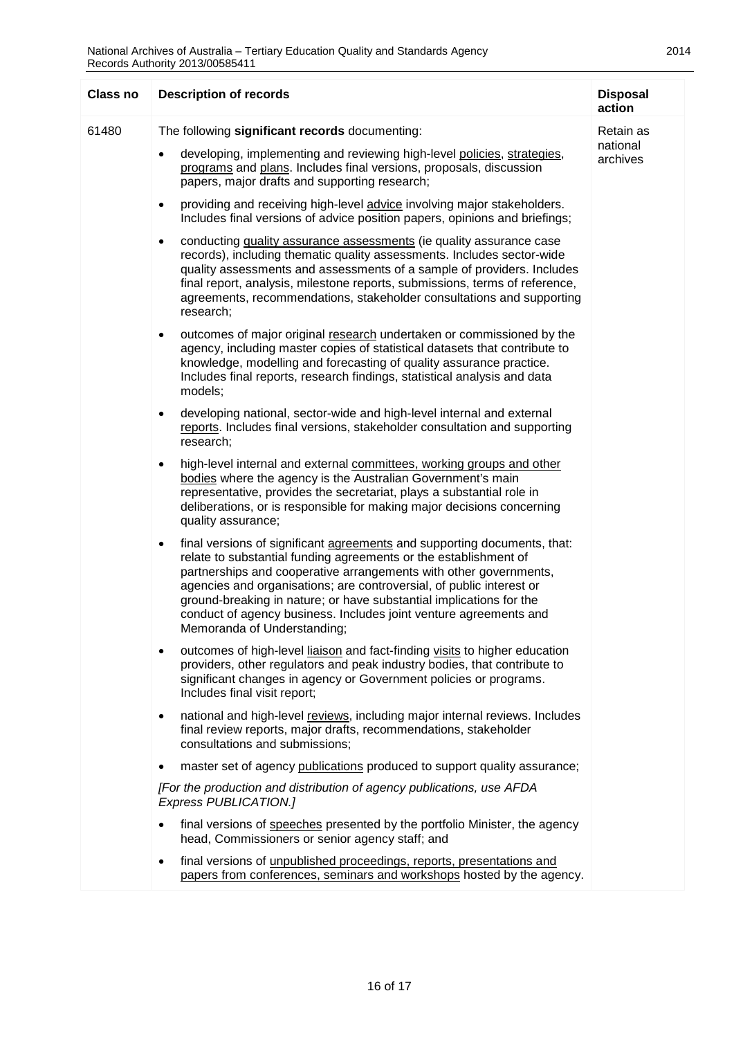| Class no | Description of records | Disposal action |
|---|---|---|
| 61480 | The following **significant records** documenting:<br>• developing, implementing and reviewing high-level policies, strategies, programs and plans. Includes final versions, proposals, discussion papers, major drafts and supporting research;<br>• providing and receiving high-level advice involving major stakeholders. Includes final versions of advice position papers, opinions and briefings;<br>• conducting quality assurance assessments (ie quality assurance case records), including thematic quality assessments. Includes sector-wide quality assessments and assessments of a sample of providers. Includes final report, analysis, milestone reports, submissions, terms of reference, agreements, recommendations, stakeholder consultations and supporting research;<br>• outcomes of major original research undertaken or commissioned by the agency, including master copies of statistical datasets that contribute to knowledge, modelling and forecasting of quality assurance practice. Includes final reports, research findings, statistical analysis and data models;<br>• developing national, sector-wide and high-level internal and external reports. Includes final versions, stakeholder consultation and supporting research;<br>• high-level internal and external committees, working groups and other bodies where the agency is the Australian Government's main representative, provides the secretariat, plays a substantial role in deliberations, or is responsible for making major decisions concerning quality assurance;<br>• final versions of significant agreements and supporting documents, that: relate to substantial funding agreements or the establishment of partnerships and cooperative arrangements with other governments, agencies and organisations; are controversial, of public interest or ground-breaking in nature; or have substantial implications for the conduct of agency business. Includes joint venture agreements and Memoranda of Understanding;<br>• outcomes of high-level liaison and fact-finding visits to higher education providers, other regulators and peak industry bodies, that contribute to significant changes in agency or Government policies or programs. Includes final visit report;<br>• national and high-level reviews, including major internal reviews. Includes final review reports, major drafts, recommendations, stakeholder consultations and submissions;<br>• master set of agency publications produced to support quality assurance;<br>*[For the production and distribution of agency publications, use AFDA Express PUBLICATION.]*<br>• final versions of speeches presented by the portfolio Minister, the agency head, Commissioners or senior agency staff; and<br>• final versions of unpublished proceedings, reports, presentations and papers from conferences, seminars and workshops hosted by the agency. | Retain as national archives |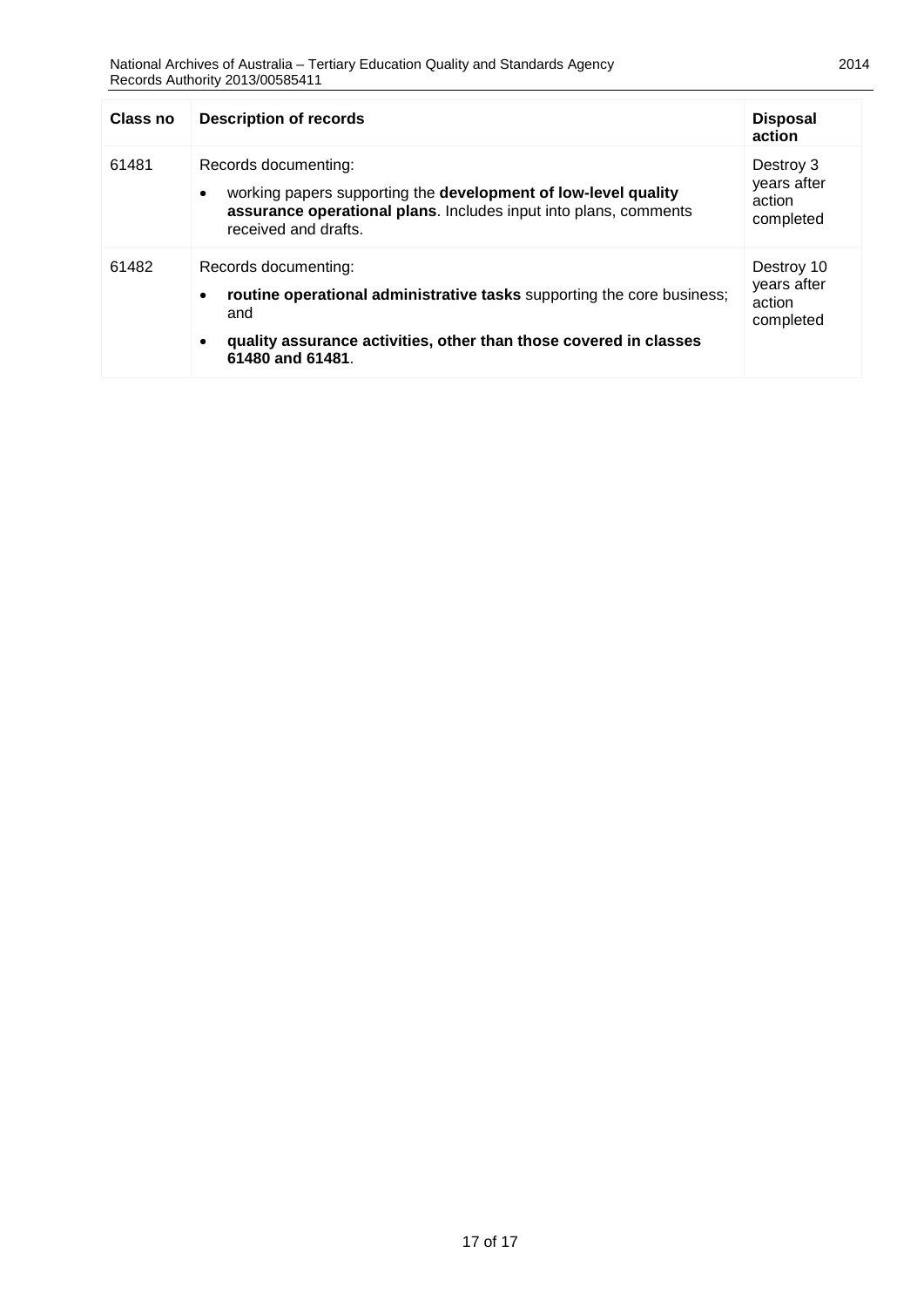| Class no | Description of records | Disposal action |
|---|---|---|
| 61481 | Records documenting:<br>• working papers supporting the **development of low-level quality assurance operational plans**. Includes input into plans, comments received and drafts. | Destroy 3 years after action completed |
| 61482 | Records documenting:<br>• **routine operational administrative tasks** supporting the core business; and<br>• **quality assurance activities, other than those covered in classes 61480 and 61481**. | Destroy 10 years after action completed |